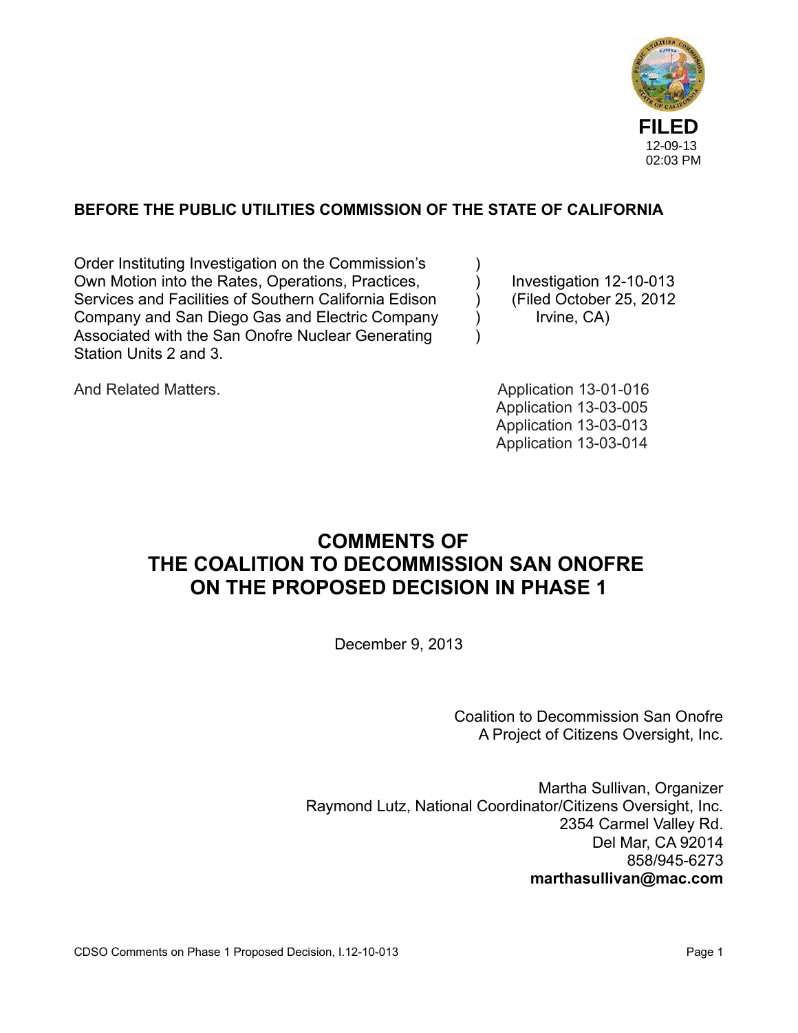FILED
12-09-13
02:03 PM

**BEFORE THE PUBLIC UTILITIES COMMISSION OF THE STATE OF CALIFORNIA**

| | | |
|---|---|---|
| Order Instituting Investigation on the Commission's Own Motion into the Rates, Operations, Practices, Services and Facilities of Southern California Edison Company and San Diego Gas and Electric Company Associated with the San Onofre Nuclear Generating Station Units 2 and 3. | ) | Investigation 12-10-013 (Filed October 25, 2012 Irvine, CA) |
| And Related Matters. | | Application 13-01-016<br>Application 13-03-005<br>Application 13-03-013<br>Application 13-03-014 |

# COMMENTS OF THE COALITION TO DECOMMISSION SAN ONOFRE ON THE PROPOSED DECISION IN PHASE 1

December 9, 2013

Coalition to Decommission San Onofre
A Project of Citizens Oversight, Inc.

Martha Sullivan, Organizer
Raymond Lutz, National Coordinator/Citizens Oversight, Inc.
2354 Carmel Valley Rd.
Del Mar, CA 92014
858/945-6273
**marthasullivan@mac.com**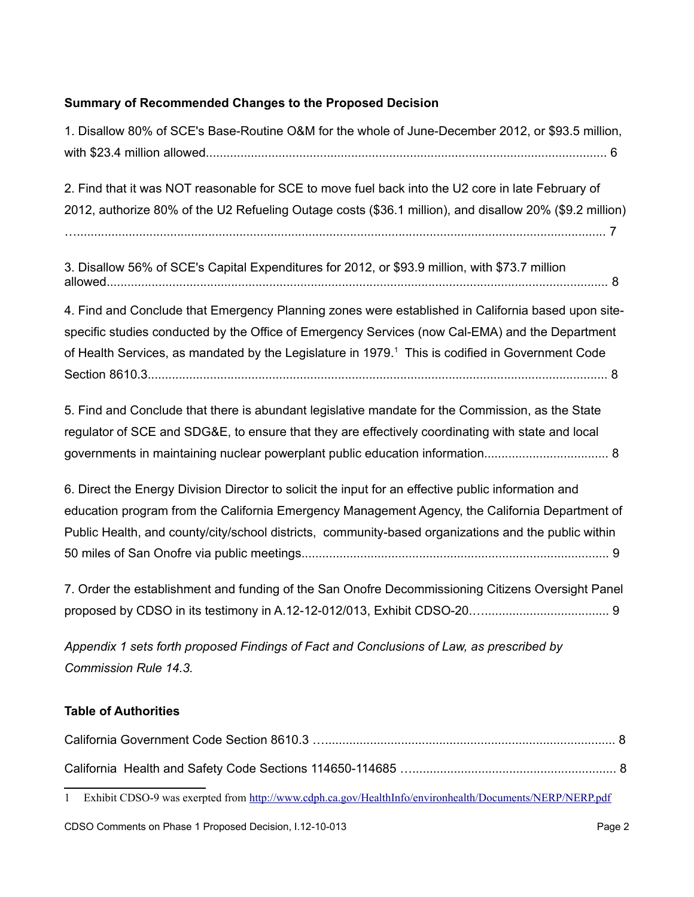**Summary of Recommended Changes to the Proposed Decision**

1. Disallow 80% of SCE's Base-Routine O&M for the whole of June-December 2012, or $93.5 million, with $23.4 million allowed.................................................................................................................... 6

2. Find that it was NOT reasonable for SCE to move fuel back into the U2 core in late February of 2012, authorize 80% of the U2 Refueling Outage costs ($36.1 million), and disallow 20% ($9.2 million) …........................................................................................................................................... 7

3. Disallow 56% of SCE's Capital Expenditures for 2012, or $93.9 million, with $73.7 million allowed................................................................................................................................ 8

4. Find and Conclude that Emergency Planning zones were established in California based upon site-specific studies conducted by the Office of Emergency Services (now Cal-EMA) and the Department of Health Services, as mandated by the Legislature in 1979.[1] This is codified in Government Code Section 8610.3.................................................................................................................... 8

5. Find and Conclude that there is abundant legislative mandate for the Commission, as the State regulator of SCE and SDG&E, to ensure that they are effectively coordinating with state and local governments in maintaining nuclear powerplant public education information.................................... 8

6. Direct the Energy Division Director to solicit the input for an effective public information and education program from the California Emergency Management Agency, the California Department of Public Health, and county/city/school districts, community-based organizations and the public within 50 miles of San Onofre via public meetings......................................................................................... 9

7. Order the establishment and funding of the San Onofre Decommissioning Citizens Oversight Panel proposed by CDSO in its testimony in A.12-12-012/013, Exhibit CDSO-20….................................... 9

*Appendix 1 sets forth proposed Findings of Fact and Conclusions of Law, as prescribed by Commission Rule 14.3.*

**Table of Authorities**

California Government Code Section 8610.3 …..................................................................................... 8

California Health and Safety Code Sections 114650-114685 …............................................................ 8

1 Exhibit CDSO-9 was exerpted from http://www.cdph.ca.gov/HealthInfo/environhealth/Documents/NERP/NERP.pdf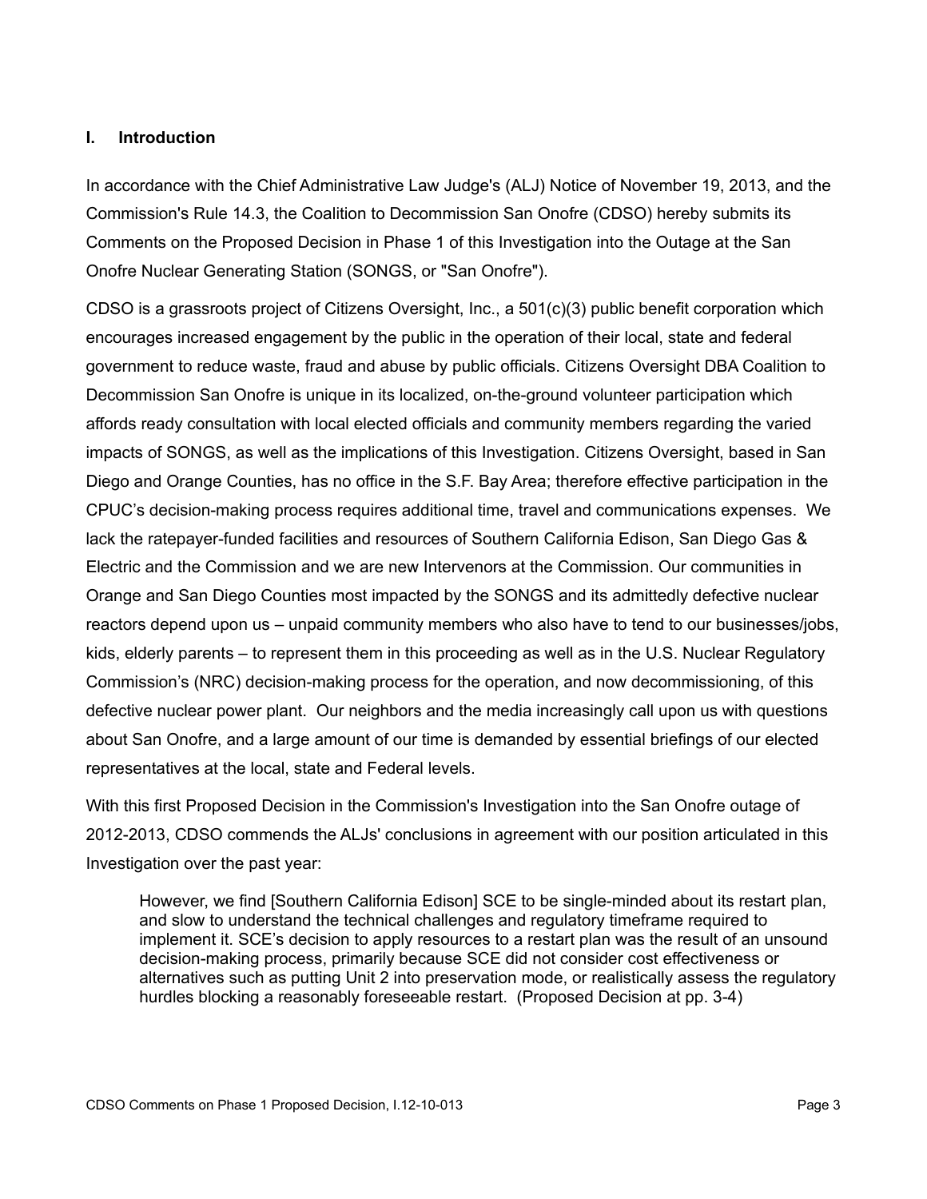## I. Introduction

In accordance with the Chief Administrative Law Judge's (ALJ) Notice of November 19, 2013, and the Commission's Rule 14.3, the Coalition to Decommission San Onofre (CDSO) hereby submits its Comments on the Proposed Decision in Phase 1 of this Investigation into the Outage at the San Onofre Nuclear Generating Station (SONGS, or "San Onofre").

CDSO is a grassroots project of Citizens Oversight, Inc., a 501(c)(3) public benefit corporation which encourages increased engagement by the public in the operation of their local, state and federal government to reduce waste, fraud and abuse by public officials. Citizens Oversight DBA Coalition to Decommission San Onofre is unique in its localized, on-the-ground volunteer participation which affords ready consultation with local elected officials and community members regarding the varied impacts of SONGS, as well as the implications of this Investigation. Citizens Oversight, based in San Diego and Orange Counties, has no office in the S.F. Bay Area; therefore effective participation in the CPUC's decision-making process requires additional time, travel and communications expenses. We lack the ratepayer-funded facilities and resources of Southern California Edison, San Diego Gas & Electric and the Commission and we are new Intervenors at the Commission. Our communities in Orange and San Diego Counties most impacted by the SONGS and its admittedly defective nuclear reactors depend upon us – unpaid community members who also have to tend to our businesses/jobs, kids, elderly parents – to represent them in this proceeding as well as in the U.S. Nuclear Regulatory Commission's (NRC) decision-making process for the operation, and now decommissioning, of this defective nuclear power plant. Our neighbors and the media increasingly call upon us with questions about San Onofre, and a large amount of our time is demanded by essential briefings of our elected representatives at the local, state and Federal levels.

With this first Proposed Decision in the Commission's Investigation into the San Onofre outage of 2012-2013, CDSO commends the ALJs' conclusions in agreement with our position articulated in this Investigation over the past year:

> However, we find [Southern California Edison] SCE to be single-minded about its restart plan, and slow to understand the technical challenges and regulatory timeframe required to implement it. SCE's decision to apply resources to a restart plan was the result of an unsound decision-making process, primarily because SCE did not consider cost effectiveness or alternatives such as putting Unit 2 into preservation mode, or realistically assess the regulatory hurdles blocking a reasonably foreseeable restart. (Proposed Decision at pp. 3-4)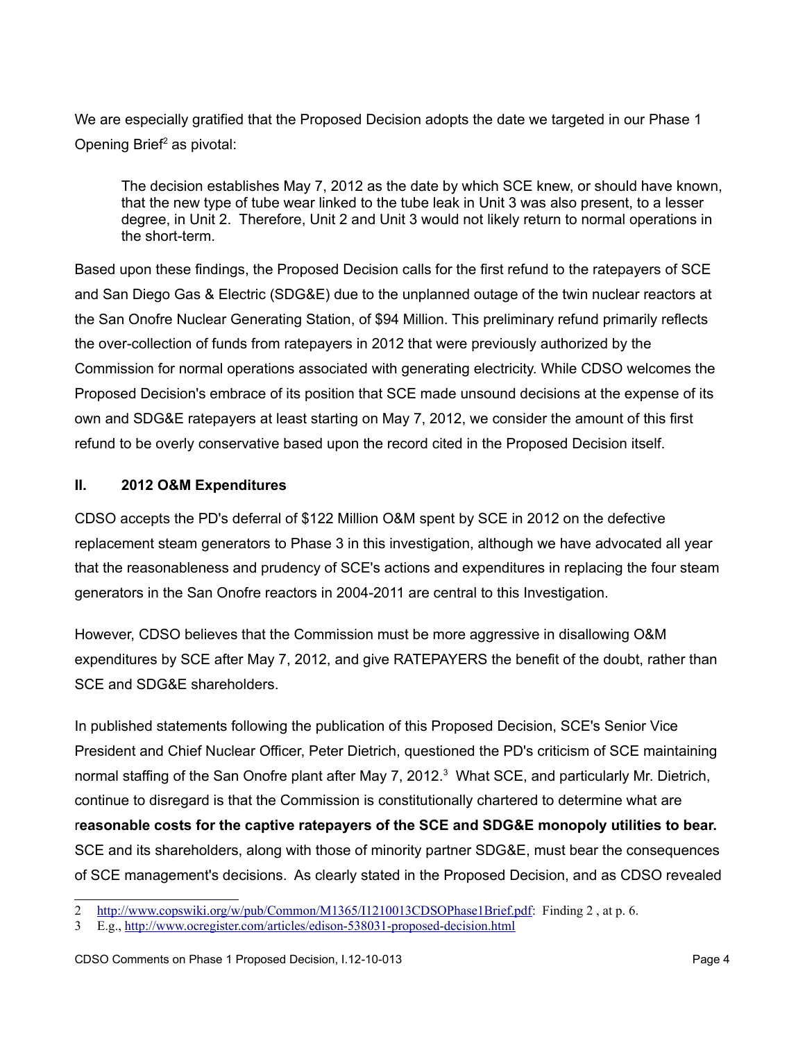We are especially gratified that the Proposed Decision adopts the date we targeted in our Phase 1 Opening Brief[2] as pivotal:

> The decision establishes May 7, 2012 as the date by which SCE knew, or should have known, that the new type of tube wear linked to the tube leak in Unit 3 was also present, to a lesser degree, in Unit 2. Therefore, Unit 2 and Unit 3 would not likely return to normal operations in the short-term.

Based upon these findings, the Proposed Decision calls for the first refund to the ratepayers of SCE and San Diego Gas & Electric (SDG&E) due to the unplanned outage of the twin nuclear reactors at the San Onofre Nuclear Generating Station, of $94 Million. This preliminary refund primarily reflects the over-collection of funds from ratepayers in 2012 that were previously authorized by the Commission for normal operations associated with generating electricity. While CDSO welcomes the Proposed Decision's embrace of its position that SCE made unsound decisions at the expense of its own and SDG&E ratepayers at least starting on May 7, 2012, we consider the amount of this first refund to be overly conservative based upon the record cited in the Proposed Decision itself.

## II. 2012 O&M Expenditures

CDSO accepts the PD's deferral of $122 Million O&M spent by SCE in 2012 on the defective replacement steam generators to Phase 3 in this investigation, although we have advocated all year that the reasonableness and prudency of SCE's actions and expenditures in replacing the four steam generators in the San Onofre reactors in 2004-2011 are central to this Investigation.

However, CDSO believes that the Commission must be more aggressive in disallowing O&M expenditures by SCE after May 7, 2012, and give RATEPAYERS the benefit of the doubt, rather than SCE and SDG&E shareholders.

In published statements following the publication of this Proposed Decision, SCE's Senior Vice President and Chief Nuclear Officer, Peter Dietrich, questioned the PD's criticism of SCE maintaining normal staffing of the San Onofre plant after May 7, 2012.[3] What SCE, and particularly Mr. Dietrich, continue to disregard is that the Commission is constitutionally chartered to determine what are r**easonable costs for the captive ratepayers of the SCE and SDG&E monopoly utilities to bear.** SCE and its shareholders, along with those of minority partner SDG&E, must bear the consequences of SCE management's decisions. As clearly stated in the Proposed Decision, and as CDSO revealed

---

2 http://www.copswiki.org/w/pub/Common/M1365/I1210013CDSOPhase1Brief.pdf: Finding 2 , at p. 6.

3 E.g., http://www.ocregister.com/articles/edison-538031-proposed-decision.html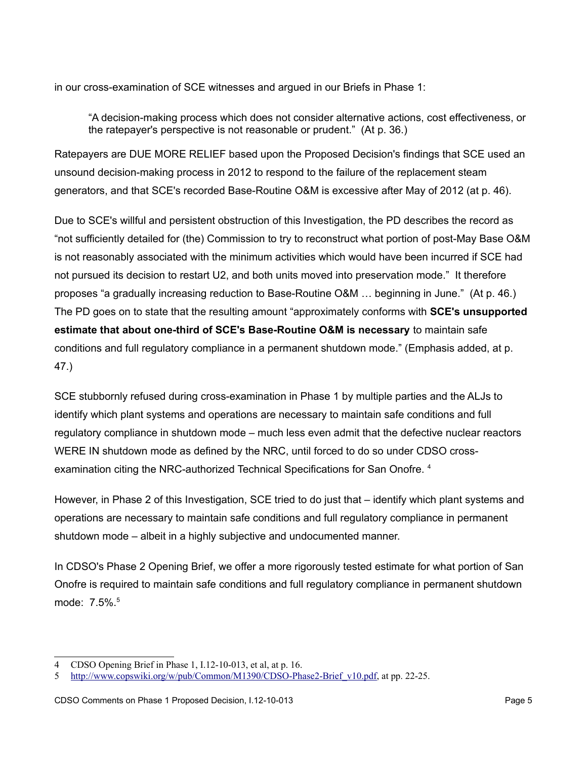in our cross-examination of SCE witnesses and argued in our Briefs in Phase 1:

> "A decision-making process which does not consider alternative actions, cost effectiveness, or the ratepayer's perspective is not reasonable or prudent." (At p. 36.)

Ratepayers are DUE MORE RELIEF based upon the Proposed Decision's findings that SCE used an unsound decision-making process in 2012 to respond to the failure of the replacement steam generators, and that SCE's recorded Base-Routine O&M is excessive after May of 2012 (at p. 46).

Due to SCE's willful and persistent obstruction of this Investigation, the PD describes the record as "not sufficiently detailed for (the) Commission to try to reconstruct what portion of post-May Base O&M is not reasonably associated with the minimum activities which would have been incurred if SCE had not pursued its decision to restart U2, and both units moved into preservation mode." It therefore proposes "a gradually increasing reduction to Base-Routine O&M … beginning in June." (At p. 46.) The PD goes on to state that the resulting amount "approximately conforms with **SCE's unsupported estimate that about one-third of SCE's Base-Routine O&M is necessary** to maintain safe conditions and full regulatory compliance in a permanent shutdown mode." (Emphasis added, at p. 47.)

SCE stubbornly refused during cross-examination in Phase 1 by multiple parties and the ALJs to identify which plant systems and operations are necessary to maintain safe conditions and full regulatory compliance in shutdown mode – much less even admit that the defective nuclear reactors WERE IN shutdown mode as defined by the NRC, until forced to do so under CDSO cross-examination citing the NRC-authorized Technical Specifications for San Onofre. [4]

However, in Phase 2 of this Investigation, SCE tried to do just that – identify which plant systems and operations are necessary to maintain safe conditions and full regulatory compliance in permanent shutdown mode – albeit in a highly subjective and undocumented manner.

In CDSO's Phase 2 Opening Brief, we offer a more rigorously tested estimate for what portion of San Onofre is required to maintain safe conditions and full regulatory compliance in permanent shutdown mode: 7.5%.[5]

---

4 CDSO Opening Brief in Phase 1, I.12-10-013, et al, at p. 16.

5 http://www.copswiki.org/w/pub/Common/M1390/CDSO-Phase2-Brief_v10.pdf, at pp. 22-25.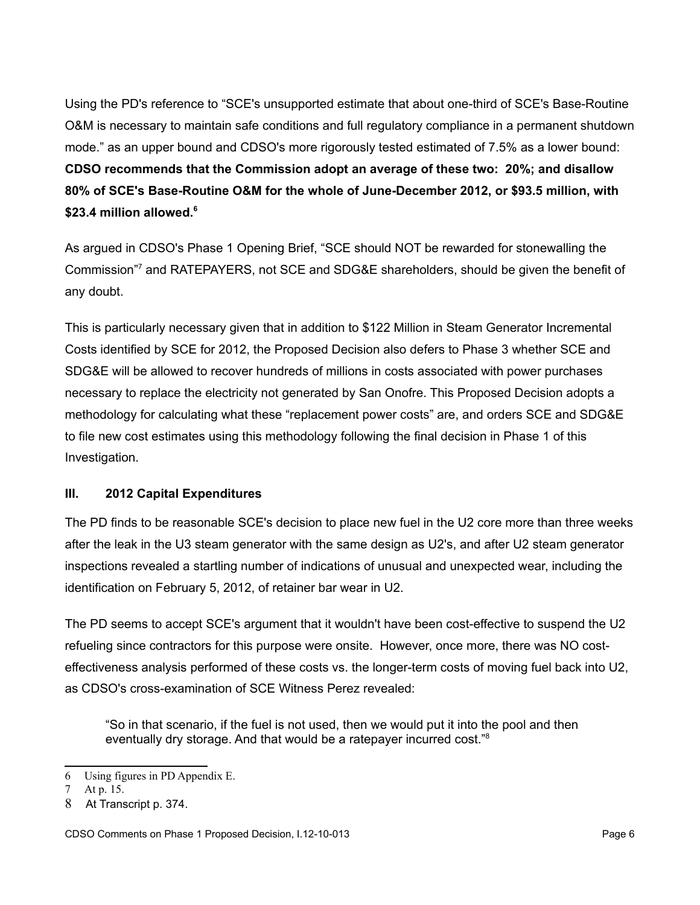Using the PD's reference to "SCE's unsupported estimate that about one-third of SCE's Base-Routine O&M is necessary to maintain safe conditions and full regulatory compliance in a permanent shutdown mode." as an upper bound and CDSO's more rigorously tested estimated of 7.5% as a lower bound: **CDSO recommends that the Commission adopt an average of these two: 20%; and disallow 80% of SCE's Base-Routine O&M for the whole of June-December 2012, or $93.5 million, with $23.4 million allowed.**[6]

As argued in CDSO's Phase 1 Opening Brief, "SCE should NOT be rewarded for stonewalling the Commission"[7] and RATEPAYERS, not SCE and SDG&E shareholders, should be given the benefit of any doubt.

This is particularly necessary given that in addition to $122 Million in Steam Generator Incremental Costs identified by SCE for 2012, the Proposed Decision also defers to Phase 3 whether SCE and SDG&E will be allowed to recover hundreds of millions in costs associated with power purchases necessary to replace the electricity not generated by San Onofre. This Proposed Decision adopts a methodology for calculating what these "replacement power costs" are, and orders SCE and SDG&E to file new cost estimates using this methodology following the final decision in Phase 1 of this Investigation.

### III. 2012 Capital Expenditures

The PD finds to be reasonable SCE's decision to place new fuel in the U2 core more than three weeks after the leak in the U3 steam generator with the same design as U2's, and after U2 steam generator inspections revealed a startling number of indications of unusual and unexpected wear, including the identification on February 5, 2012, of retainer bar wear in U2.

The PD seems to accept SCE's argument that it wouldn't have been cost-effective to suspend the U2 refueling since contractors for this purpose were onsite. However, once more, there was NO cost-effectiveness analysis performed of these costs vs. the longer-term costs of moving fuel back into U2, as CDSO's cross-examination of SCE Witness Perez revealed:

> "So in that scenario, if the fuel is not used, then we would put it into the pool and then eventually dry storage. And that would be a ratepayer incurred cost."[8]

---

6 Using figures in PD Appendix E.

7 At p. 15.

8 At Transcript p. 374.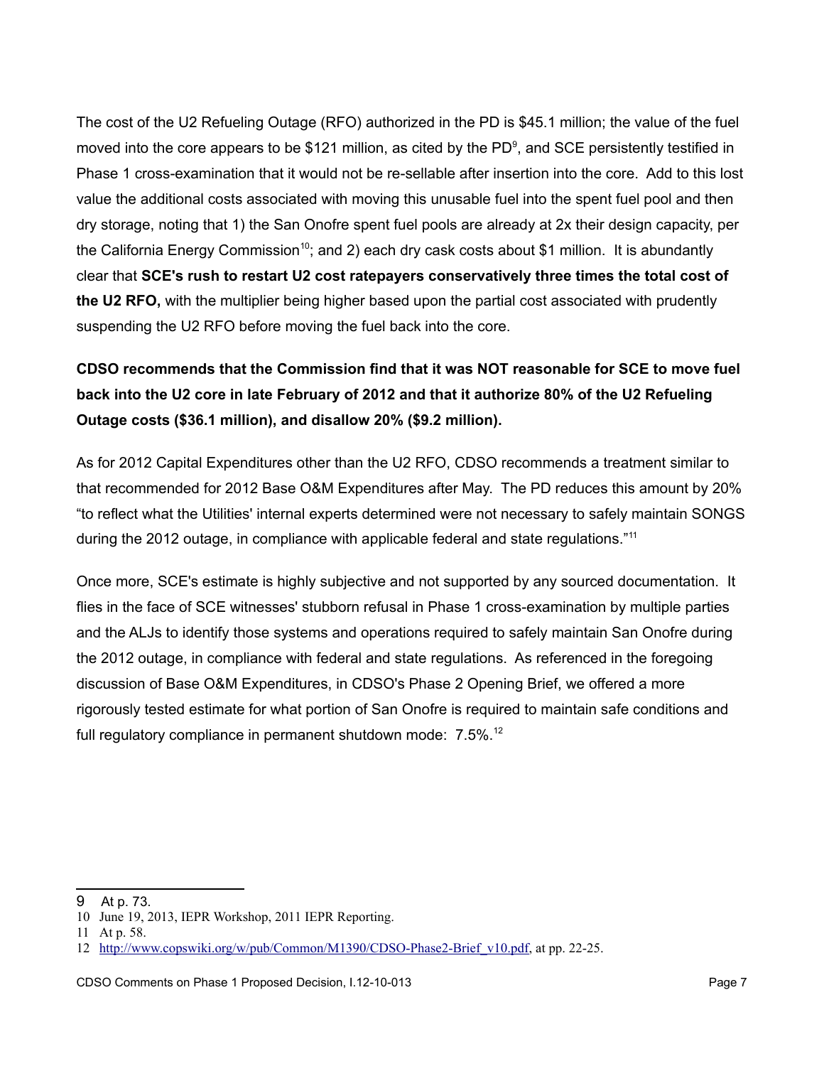The cost of the U2 Refueling Outage (RFO) authorized in the PD is $45.1 million; the value of the fuel moved into the core appears to be $121 million, as cited by the PD[9], and SCE persistently testified in Phase 1 cross-examination that it would not be re-sellable after insertion into the core. Add to this lost value the additional costs associated with moving this unusable fuel into the spent fuel pool and then dry storage, noting that 1) the San Onofre spent fuel pools are already at 2x their design capacity, per the California Energy Commission[10]; and 2) each dry cask costs about $1 million. It is abundantly clear that **SCE's rush to restart U2 cost ratepayers conservatively three times the total cost of the U2 RFO,** with the multiplier being higher based upon the partial cost associated with prudently suspending the U2 RFO before moving the fuel back into the core.

**CDSO recommends that the Commission find that it was NOT reasonable for SCE to move fuel back into the U2 core in late February of 2012 and that it authorize 80% of the U2 Refueling Outage costs ($36.1 million), and disallow 20% ($9.2 million).**

As for 2012 Capital Expenditures other than the U2 RFO, CDSO recommends a treatment similar to that recommended for 2012 Base O&M Expenditures after May. The PD reduces this amount by 20% "to reflect what the Utilities' internal experts determined were not necessary to safely maintain SONGS during the 2012 outage, in compliance with applicable federal and state regulations."[11]

Once more, SCE's estimate is highly subjective and not supported by any sourced documentation. It flies in the face of SCE witnesses' stubborn refusal in Phase 1 cross-examination by multiple parties and the ALJs to identify those systems and operations required to safely maintain San Onofre during the 2012 outage, in compliance with federal and state regulations. As referenced in the foregoing discussion of Base O&M Expenditures, in CDSO's Phase 2 Opening Brief, we offered a more rigorously tested estimate for what portion of San Onofre is required to maintain safe conditions and full regulatory compliance in permanent shutdown mode: 7.5%.[12]

---

9 At p. 73.

10 June 19, 2013, IEPR Workshop, 2011 IEPR Reporting.

11 At p. 58.

12 http://www.copswiki.org/w/pub/Common/M1390/CDSO-Phase2-Brief_v10.pdf, at pp. 22-25.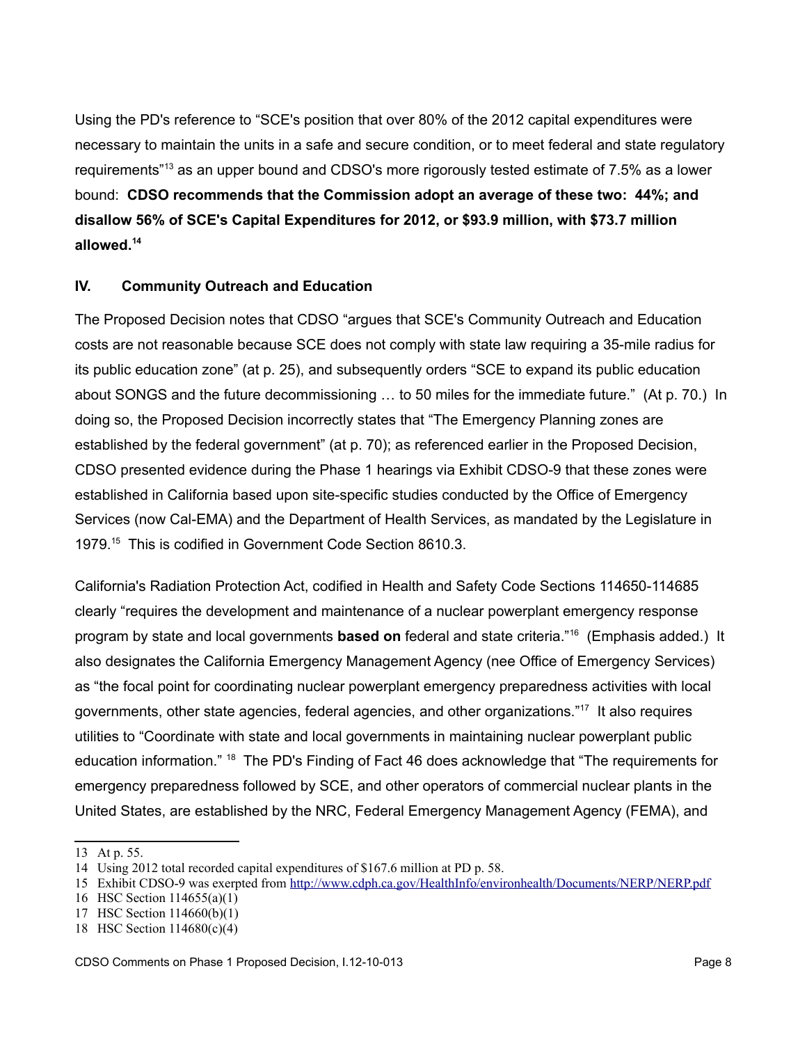Using the PD's reference to "SCE's position that over 80% of the 2012 capital expenditures were necessary to maintain the units in a safe and secure condition, or to meet federal and state regulatory requirements"[13] as an upper bound and CDSO's more rigorously tested estimate of 7.5% as a lower bound: **CDSO recommends that the Commission adopt an average of these two: 44%; and disallow 56% of SCE's Capital Expenditures for 2012, or $93.9 million, with $73.7 million allowed.[14]**

## IV. Community Outreach and Education

The Proposed Decision notes that CDSO "argues that SCE's Community Outreach and Education costs are not reasonable because SCE does not comply with state law requiring a 35-mile radius for its public education zone" (at p. 25), and subsequently orders "SCE to expand its public education about SONGS and the future decommissioning … to 50 miles for the immediate future." (At p. 70.) In doing so, the Proposed Decision incorrectly states that "The Emergency Planning zones are established by the federal government" (at p. 70); as referenced earlier in the Proposed Decision, CDSO presented evidence during the Phase 1 hearings via Exhibit CDSO-9 that these zones were established in California based upon site-specific studies conducted by the Office of Emergency Services (now Cal-EMA) and the Department of Health Services, as mandated by the Legislature in 1979.[15] This is codified in Government Code Section 8610.3.

California's Radiation Protection Act, codified in Health and Safety Code Sections 114650-114685 clearly "requires the development and maintenance of a nuclear powerplant emergency response program by state and local governments **based on** federal and state criteria."[16] (Emphasis added.) It also designates the California Emergency Management Agency (nee Office of Emergency Services) as "the focal point for coordinating nuclear powerplant emergency preparedness activities with local governments, other state agencies, federal agencies, and other organizations."[17] It also requires utilities to "Coordinate with state and local governments in maintaining nuclear powerplant public education information." [18] The PD's Finding of Fact 46 does acknowledge that "The requirements for emergency preparedness followed by SCE, and other operators of commercial nuclear plants in the United States, are established by the NRC, Federal Emergency Management Agency (FEMA), and

---

13 At p. 55.

14 Using 2012 total recorded capital expenditures of $167.6 million at PD p. 58.

15 Exhibit CDSO-9 was exerpted from http://www.cdph.ca.gov/HealthInfo/environhealth/Documents/NERP/NERP.pdf

16 HSC Section 114655(a)(1)

17 HSC Section 114660(b)(1)

18 HSC Section 114680(c)(4)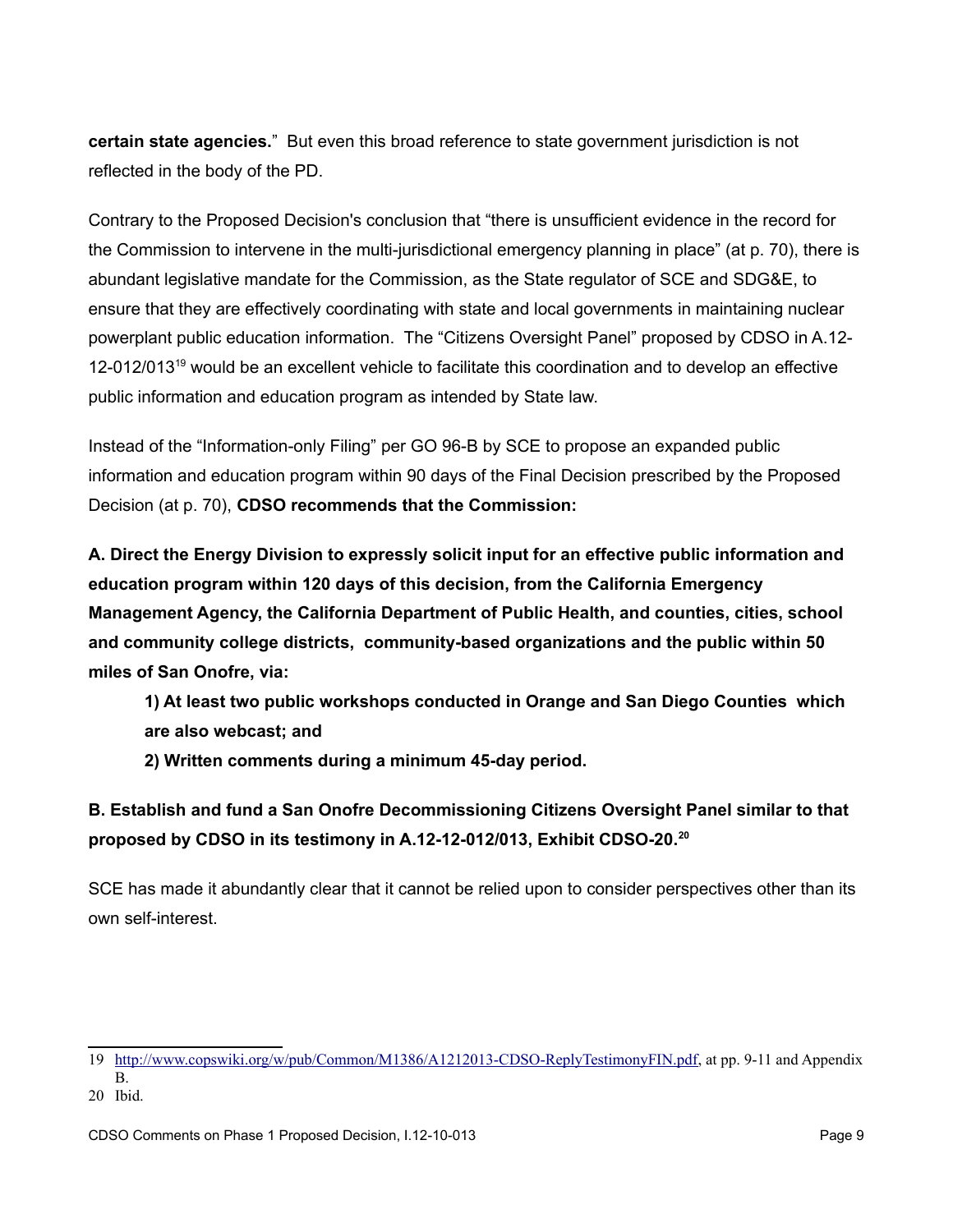**certain state agencies.**" But even this broad reference to state government jurisdiction is not reflected in the body of the PD.

Contrary to the Proposed Decision's conclusion that "there is unsufficient evidence in the record for the Commission to intervene in the multi-jurisdictional emergency planning in place" (at p. 70), there is abundant legislative mandate for the Commission, as the State regulator of SCE and SDG&E, to ensure that they are effectively coordinating with state and local governments in maintaining nuclear powerplant public education information. The "Citizens Oversight Panel" proposed by CDSO in A.12-12-012/013[19] would be an excellent vehicle to facilitate this coordination and to develop an effective public information and education program as intended by State law.

Instead of the "Information-only Filing" per GO 96-B by SCE to propose an expanded public information and education program within 90 days of the Final Decision prescribed by the Proposed Decision (at p. 70), **CDSO recommends that the Commission:**

**A. Direct the Energy Division to expressly solicit input for an effective public information and education program within 120 days of this decision, from the California Emergency Management Agency, the California Department of Public Health, and counties, cities, school and community college districts, community-based organizations and the public within 50 miles of San Onofre, via:**

> **1) At least two public workshops conducted in Orange and San Diego Counties which are also webcast; and**
>
> **2) Written comments during a minimum 45-day period.**

**B. Establish and fund a San Onofre Decommissioning Citizens Oversight Panel similar to that proposed by CDSO in its testimony in A.12-12-012/013, Exhibit CDSO-20.[20]**

SCE has made it abundantly clear that it cannot be relied upon to consider perspectives other than its own self-interest.

---

19 http://www.copswiki.org/w/pub/Common/M1386/A1212013-CDSO-ReplyTestimonyFIN.pdf, at pp. 9-11 and Appendix B.

20 Ibid.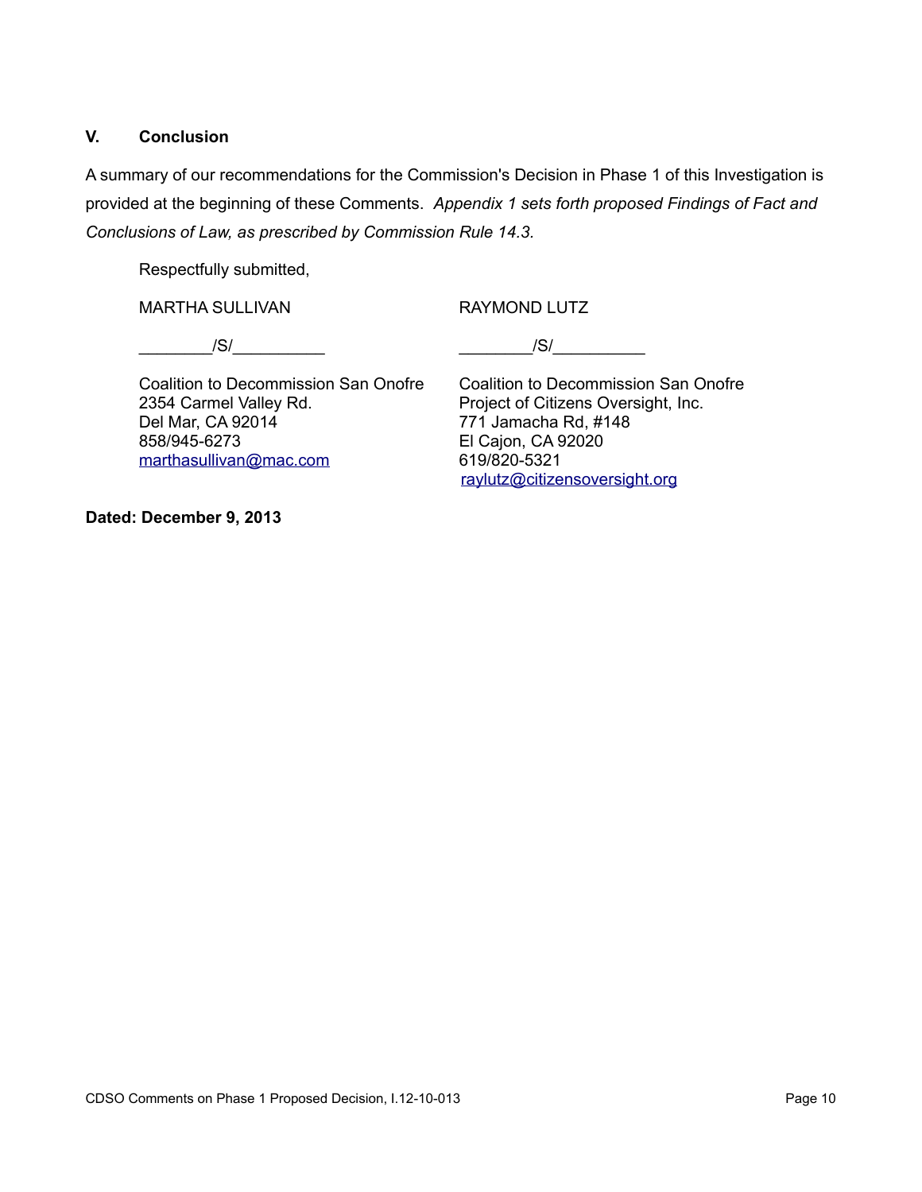## V. Conclusion

A summary of our recommendations for the Commission's Decision in Phase 1 of this Investigation is provided at the beginning of these Comments. *Appendix 1 sets forth proposed Findings of Fact and Conclusions of Law, as prescribed by Commission Rule 14.3.*

Respectfully submitted,

MARTHA SULLIVAN

________/S/__________

Coalition to Decommission San Onofre
2354 Carmel Valley Rd.
Del Mar, CA 92014
858/945-6273
marthasullivan@mac.com

RAYMOND LUTZ

________/S/__________

Coalition to Decommission San Onofre
Project of Citizens Oversight, Inc.
771 Jamacha Rd, #148
El Cajon, CA 92020
619/820-5321
raylutz@citizensoversight.org

**Dated: December 9, 2013**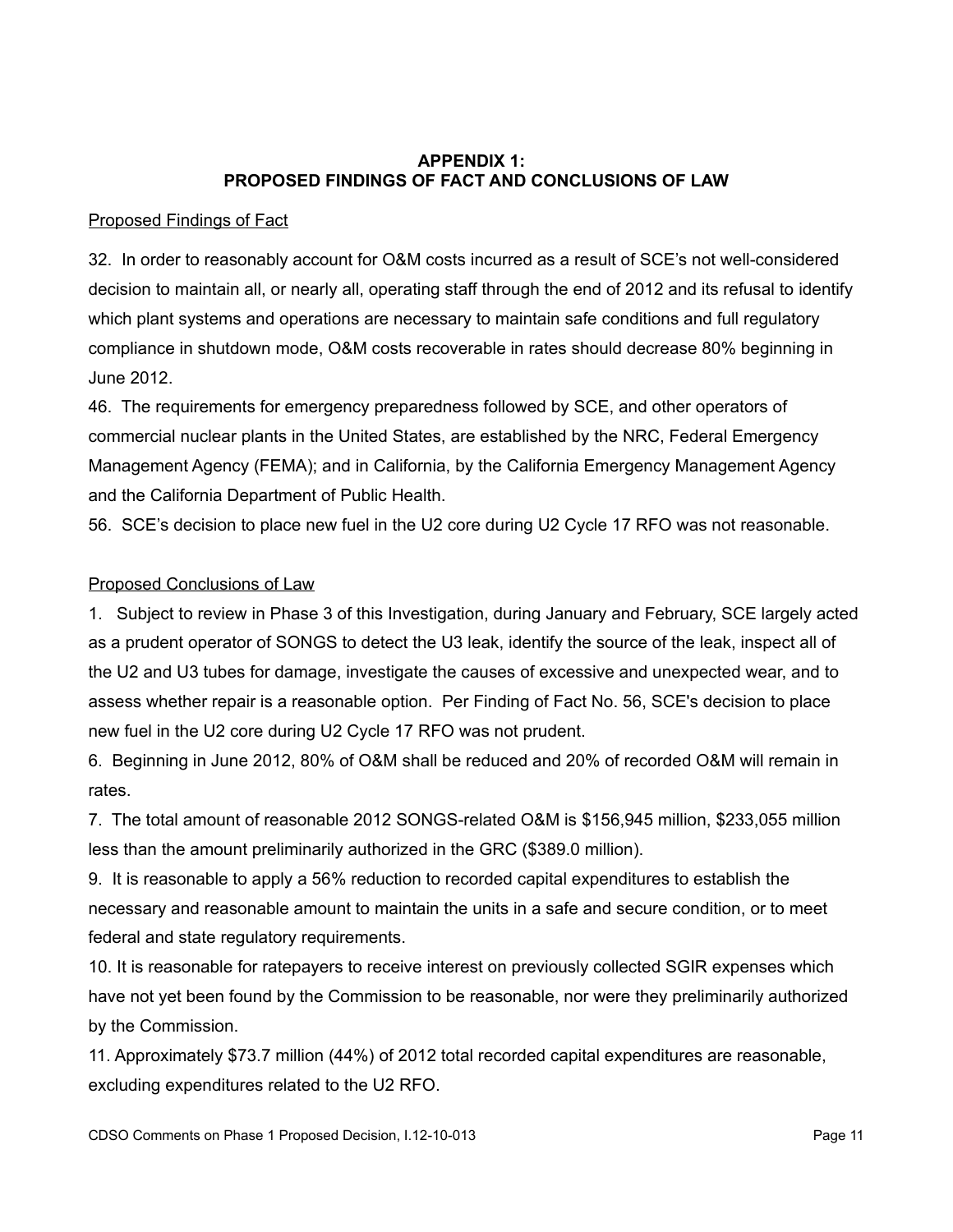**APPENDIX 1:**
**PROPOSED FINDINGS OF FACT AND CONCLUSIONS OF LAW**

Proposed Findings of Fact

32. In order to reasonably account for O&M costs incurred as a result of SCE's not well-considered decision to maintain all, or nearly all, operating staff through the end of 2012 and its refusal to identify which plant systems and operations are necessary to maintain safe conditions and full regulatory compliance in shutdown mode, O&M costs recoverable in rates should decrease 80% beginning in June 2012.

46. The requirements for emergency preparedness followed by SCE, and other operators of commercial nuclear plants in the United States, are established by the NRC, Federal Emergency Management Agency (FEMA); and in California, by the California Emergency Management Agency and the California Department of Public Health.

56. SCE's decision to place new fuel in the U2 core during U2 Cycle 17 RFO was not reasonable.

Proposed Conclusions of Law

1. Subject to review in Phase 3 of this Investigation, during January and February, SCE largely acted as a prudent operator of SONGS to detect the U3 leak, identify the source of the leak, inspect all of the U2 and U3 tubes for damage, investigate the causes of excessive and unexpected wear, and to assess whether repair is a reasonable option. Per Finding of Fact No. 56, SCE's decision to place new fuel in the U2 core during U2 Cycle 17 RFO was not prudent.

6. Beginning in June 2012, 80% of O&M shall be reduced and 20% of recorded O&M will remain in rates.

7. The total amount of reasonable 2012 SONGS-related O&M is $156,945 million, $233,055 million less than the amount preliminarily authorized in the GRC ($389.0 million).

9. It is reasonable to apply a 56% reduction to recorded capital expenditures to establish the necessary and reasonable amount to maintain the units in a safe and secure condition, or to meet federal and state regulatory requirements.

10. It is reasonable for ratepayers to receive interest on previously collected SGIR expenses which have not yet been found by the Commission to be reasonable, nor were they preliminarily authorized by the Commission.

11. Approximately $73.7 million (44%) of 2012 total recorded capital expenditures are reasonable, excluding expenditures related to the U2 RFO.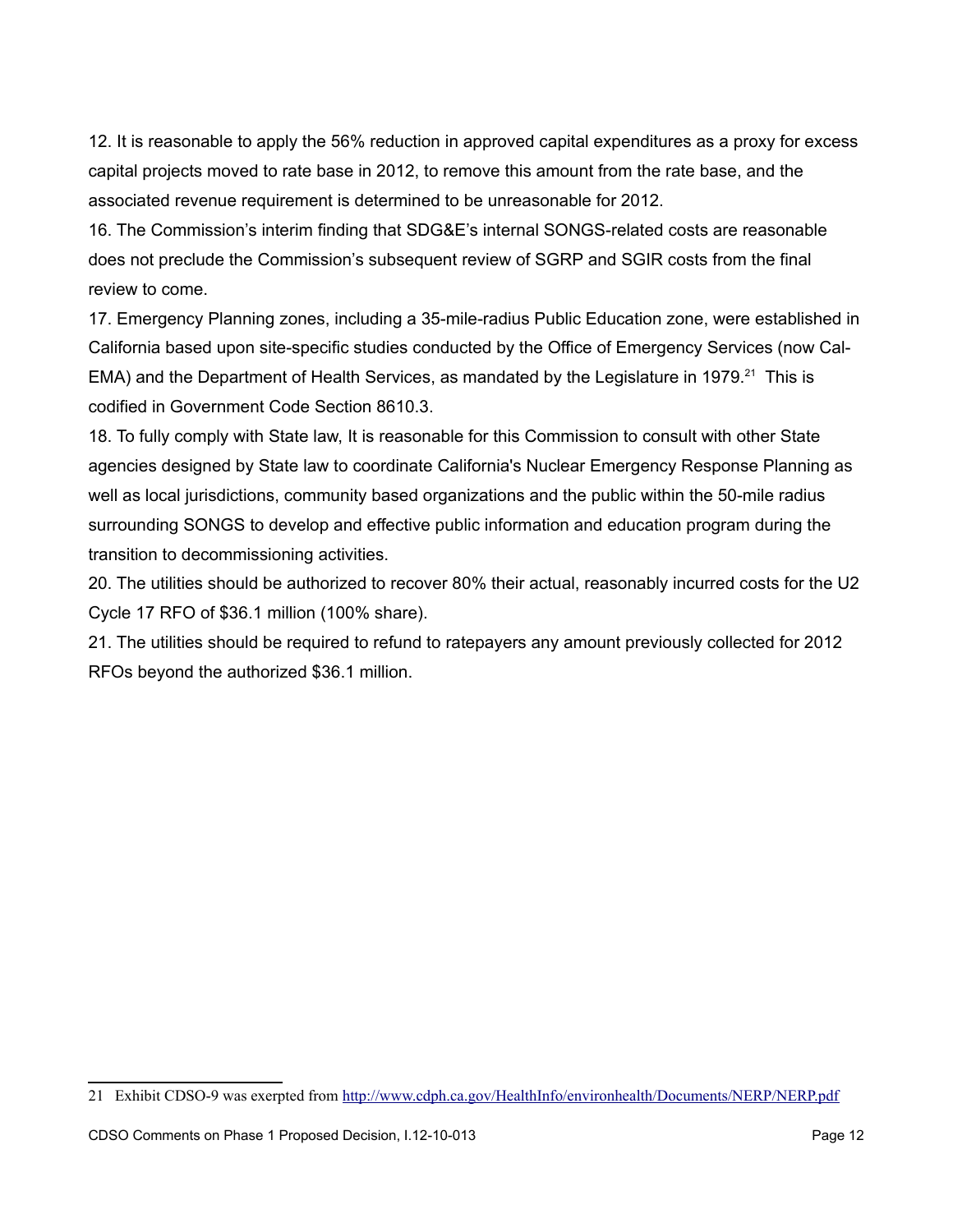12. It is reasonable to apply the 56% reduction in approved capital expenditures as a proxy for excess capital projects moved to rate base in 2012, to remove this amount from the rate base, and the associated revenue requirement is determined to be unreasonable for 2012.

16. The Commission's interim finding that SDG&E's internal SONGS-related costs are reasonable does not preclude the Commission's subsequent review of SGRP and SGIR costs from the final review to come.

17. Emergency Planning zones, including a 35-mile-radius Public Education zone, were established in California based upon site-specific studies conducted by the Office of Emergency Services (now Cal-EMA) and the Department of Health Services, as mandated by the Legislature in 1979.[21] This is codified in Government Code Section 8610.3.

18. To fully comply with State law, It is reasonable for this Commission to consult with other State agencies designed by State law to coordinate California's Nuclear Emergency Response Planning as well as local jurisdictions, community based organizations and the public within the 50-mile radius surrounding SONGS to develop and effective public information and education program during the transition to decommissioning activities.

20. The utilities should be authorized to recover 80% their actual, reasonably incurred costs for the U2 Cycle 17 RFO of $36.1 million (100% share).

21. The utilities should be required to refund to ratepayers any amount previously collected for 2012 RFOs beyond the authorized $36.1 million.

---

21 Exhibit CDSO-9 was exerpted from http://www.cdph.ca.gov/HealthInfo/environhealth/Documents/NERP/NERP.pdf